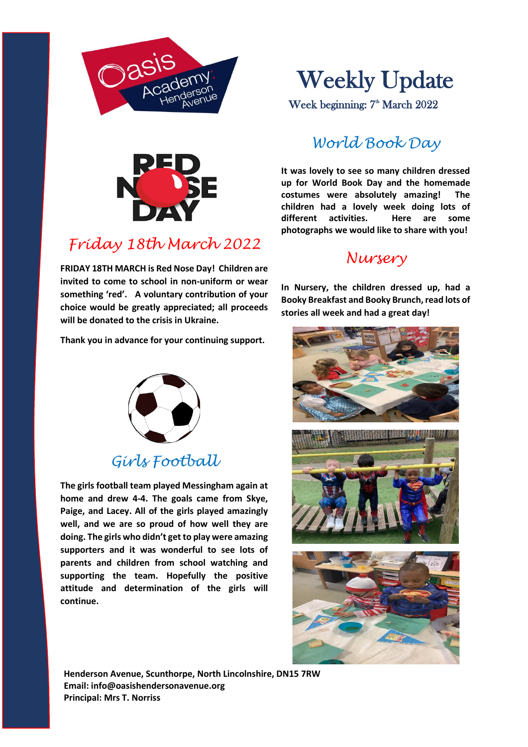# Weekly Update

Week beginning: 7th March 2022

## Friday 18th March 2022

**FRIDAY 18TH MARCH is Red Nose Day! Children are invited to come to school in non-uniform or wear something 'red'. A voluntary contribution of your choice would be greatly appreciated; all proceeds will be donated to the crisis in Ukraine.**

**Thank you in advance for your continuing support.**

## Girls Football

**The girls football team played Messingham again at home and drew 4-4. The goals came from Skye, Paige, and Lacey. All of the girls played amazingly well, and we are so proud of how well they are doing. The girls who didn't get to play were amazing supporters and it was wonderful to see lots of parents and children from school watching and supporting the team. Hopefully the positive attitude and determination of the girls will continue.**

## World Book Day

**It was lovely to see so many children dressed up for World Book Day and the homemade costumes were absolutely amazing! The children had a lovely week doing lots of different activities. Here are some photographs we would like to share with you!**

## Nursery

**In Nursery, the children dressed up, had a Booky Breakfast and Booky Brunch, read lots of stories all week and had a great day!**

**Henderson Avenue, Scunthorpe, North Lincolnshire, DN15 7RW**
**Email: info@oasishendersonavenue.org**
**Principal: Mrs T. Norriss**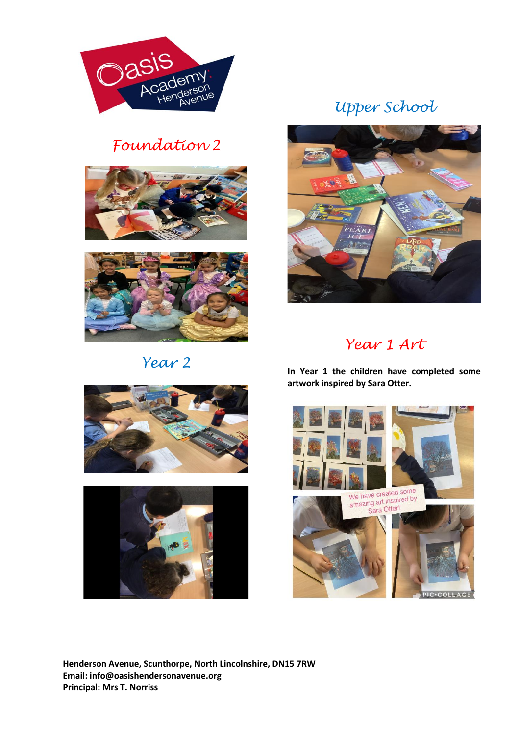## Foundation 2

## Upper School

## Year 2

## Year 1 Art

**In Year 1 the children have completed some artwork inspired by Sara Otter.**

**Henderson Avenue, Scunthorpe, North Lincolnshire, DN15 7RW**
**Email: info@oasishendersonavenue.org**
**Principal: Mrs T. Norriss**